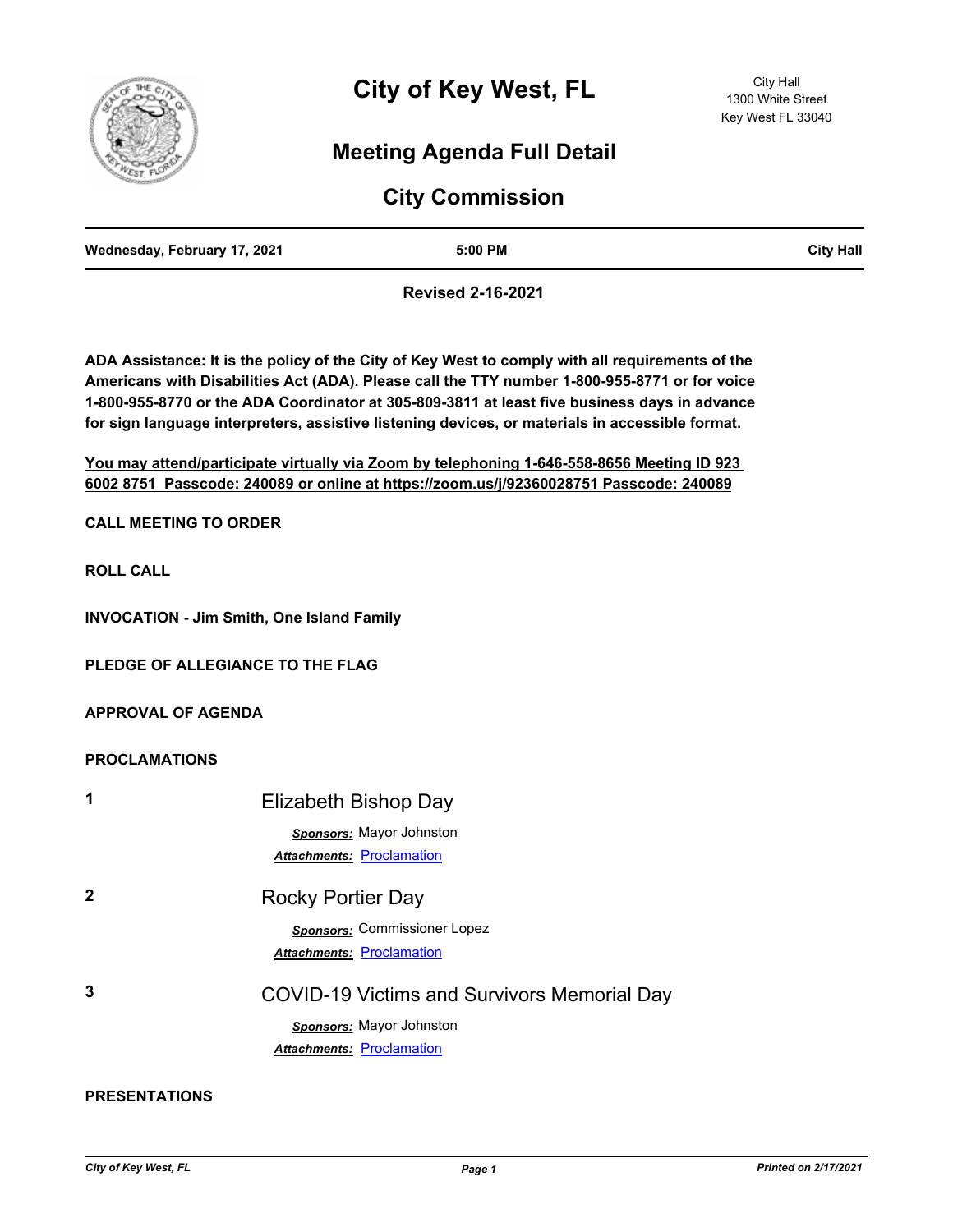# City of Key West, FL

City Hall
1300 White Street
Key West FL 33040

## Meeting Agenda Full Detail

## City Commission

| Wednesday, February 17, 2021 | 5:00 PM | City Hall |
|---|---|---|

**Revised 2-16-2021**

**ADA Assistance: It is the policy of the City of Key West to comply with all requirements of the Americans with Disabilities Act (ADA). Please call the TTY number 1-800-955-8771 or for voice 1-800-955-8770 or the ADA Coordinator at 305-809-3811 at least five business days in advance for sign language interpreters, assistive listening devices, or materials in accessible format.**

**You may attend/participate virtually via Zoom by telephoning 1-646-558-8656 Meeting ID 923 6002 8751 Passcode: 240089 or online at https://zoom.us/j/92360028751 Passcode: 240089**

**CALL MEETING TO ORDER**

**ROLL CALL**

**INVOCATION - Jim Smith, One Island Family**

**PLEDGE OF ALLEGIANCE TO THE FLAG**

**APPROVAL OF AGENDA**

**PROCLAMATIONS**

**1** Elizabeth Bishop Day

***Sponsors:*** Mayor Johnston
***Attachments:*** Proclamation

**2** Rocky Portier Day

***Sponsors:*** Commissioner Lopez
***Attachments:*** Proclamation

**3** COVID-19 Victims and Survivors Memorial Day

***Sponsors:*** Mayor Johnston
***Attachments:*** Proclamation

**PRESENTATIONS**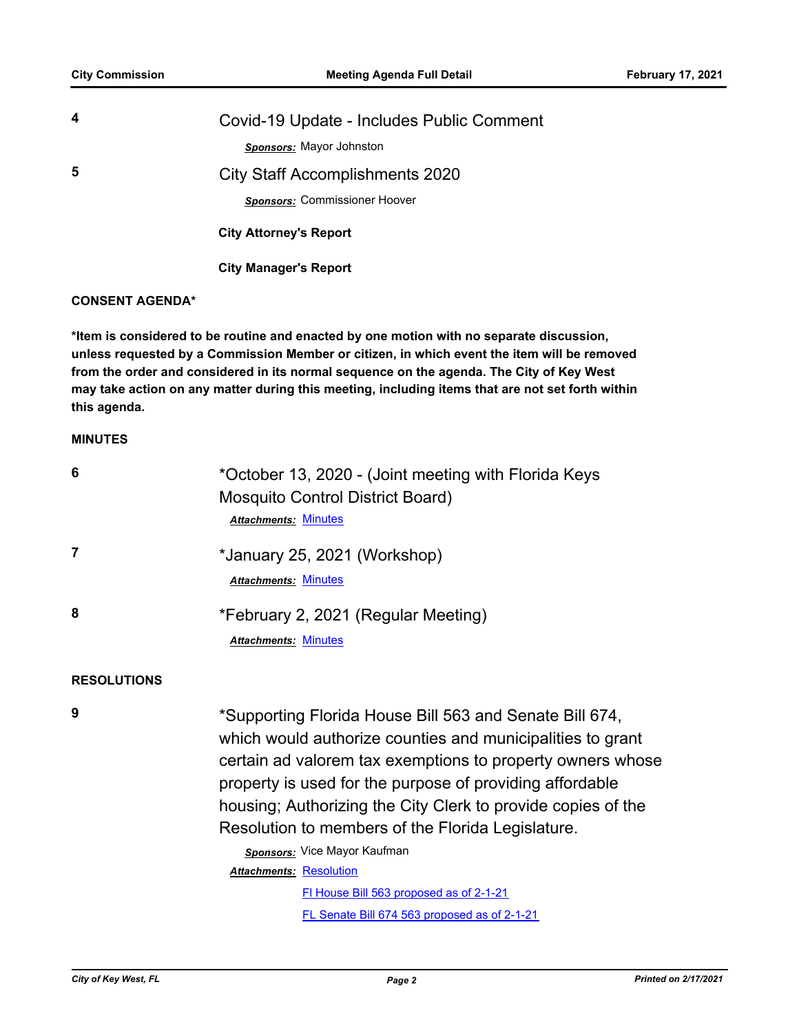**4** Covid-19 Update - Includes Public Comment

***Sponsors:*** Mayor Johnston

**5** City Staff Accomplishments 2020

***Sponsors:*** Commissioner Hoover

**City Attorney's Report**

**City Manager's Report**

**CONSENT AGENDA***

***Item is considered to be routine and enacted by one motion with no separate discussion, unless requested by a Commission Member or citizen, in which event the item will be removed from the order and considered in its normal sequence on the agenda. The City of Key West may take action on any matter during this meeting, including items that are not set forth within this agenda.**

**MINUTES**

**6** *October 13, 2020 - (Joint meeting with Florida Keys Mosquito Control District Board)

***Attachments:*** Minutes

**7** *January 25, 2021 (Workshop)

***Attachments:*** Minutes

**8** *February 2, 2021 (Regular Meeting)

***Attachments:*** Minutes

**RESOLUTIONS**

**9** *Supporting Florida House Bill 563 and Senate Bill 674, which would authorize counties and municipalities to grant certain ad valorem tax exemptions to property owners whose property is used for the purpose of providing affordable housing; Authorizing the City Clerk to provide copies of the Resolution to members of the Florida Legislature.

***Sponsors:*** Vice Mayor Kaufman

***Attachments:*** Resolution

Fl House Bill 563 proposed as of 2-1-21

FL Senate Bill 674 563 proposed as of 2-1-21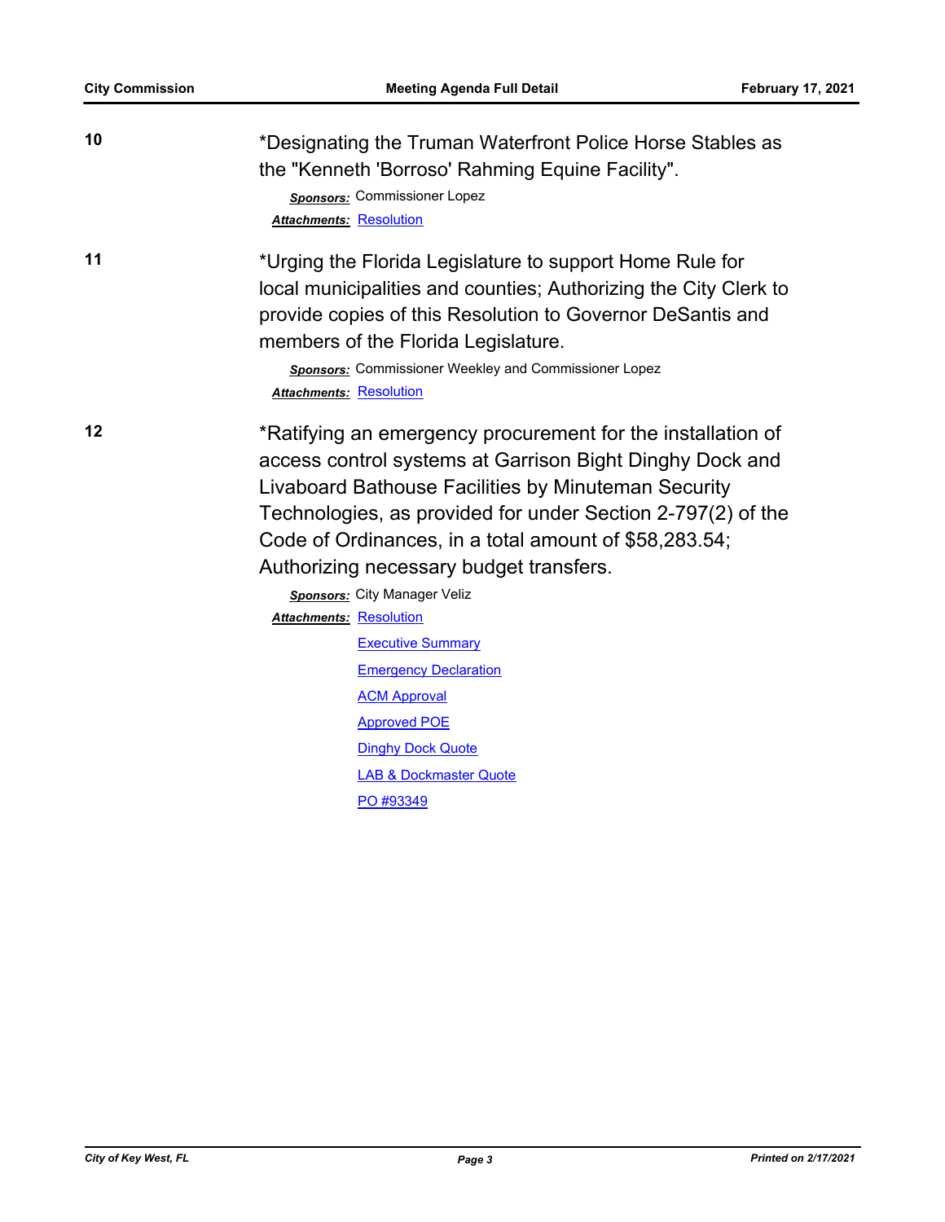**10**

*Designating the Truman Waterfront Police Horse Stables as the "Kenneth 'Borroso' Rahming Equine Facility".

***Sponsors:*** Commissioner Lopez

***Attachments:*** Resolution

**11**

*Urging the Florida Legislature to support Home Rule for local municipalities and counties; Authorizing the City Clerk to provide copies of this Resolution to Governor DeSantis and members of the Florida Legislature.

***Sponsors:*** Commissioner Weekley and Commissioner Lopez

***Attachments:*** Resolution

**12**

*Ratifying an emergency procurement for the installation of access control systems at Garrison Bight Dinghy Dock and Livaboard Bathouse Facilities by Minuteman Security Technologies, as provided for under Section 2-797(2) of the Code of Ordinances, in a total amount of $58,283.54; Authorizing necessary budget transfers.

***Sponsors:*** City Manager Veliz

***Attachments:*** Resolution
Executive Summary
Emergency Declaration
ACM Approval
Approved POE
Dinghy Dock Quote
LAB & Dockmaster Quote
PO #93349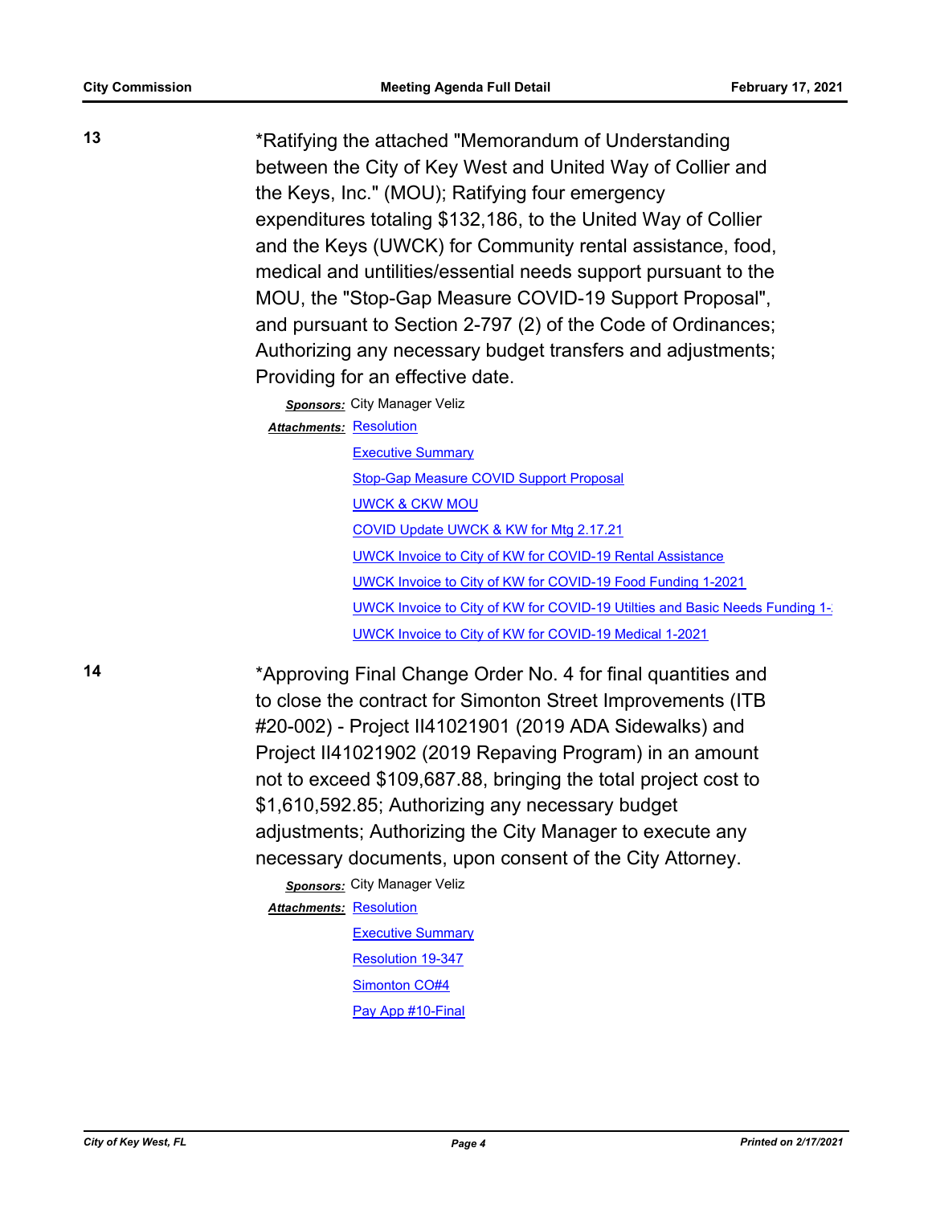**13**

*Ratifying the attached "Memorandum of Understanding between the City of Key West and United Way of Collier and the Keys, Inc." (MOU); Ratifying four emergency expenditures totaling $132,186, to the United Way of Collier and the Keys (UWCK) for Community rental assistance, food, medical and utilities/essential needs support pursuant to the MOU, the "Stop-Gap Measure COVID-19 Support Proposal", and pursuant to Section 2-797 (2) of the Code of Ordinances; Authorizing any necessary budget transfers and adjustments; Providing for an effective date.

***Sponsors:*** City Manager Veliz

***Attachments:*** Resolution

Executive Summary

Stop-Gap Measure COVID Support Proposal

UWCK & CKW MOU

COVID Update UWCK & KW for Mtg 2.17.21

UWCK Invoice to City of KW for COVID-19 Rental Assistance

UWCK Invoice to City of KW for COVID-19 Food Funding 1-2021

UWCK Invoice to City of KW for COVID-19 Utilties and Basic Needs Funding 1-

UWCK Invoice to City of KW for COVID-19 Medical 1-2021

**14**

*Approving Final Change Order No. 4 for final quantities and to close the contract for Simonton Street Improvements (ITB #20-002) - Project II41021901 (2019 ADA Sidewalks) and Project II41021902 (2019 Repaving Program) in an amount not to exceed $109,687.88, bringing the total project cost to $1,610,592.85; Authorizing any necessary budget adjustments; Authorizing the City Manager to execute any necessary documents, upon consent of the City Attorney.

***Sponsors:*** City Manager Veliz

***Attachments:*** Resolution

Executive Summary

Resolution 19-347

Simonton CO#4

Pay App #10-Final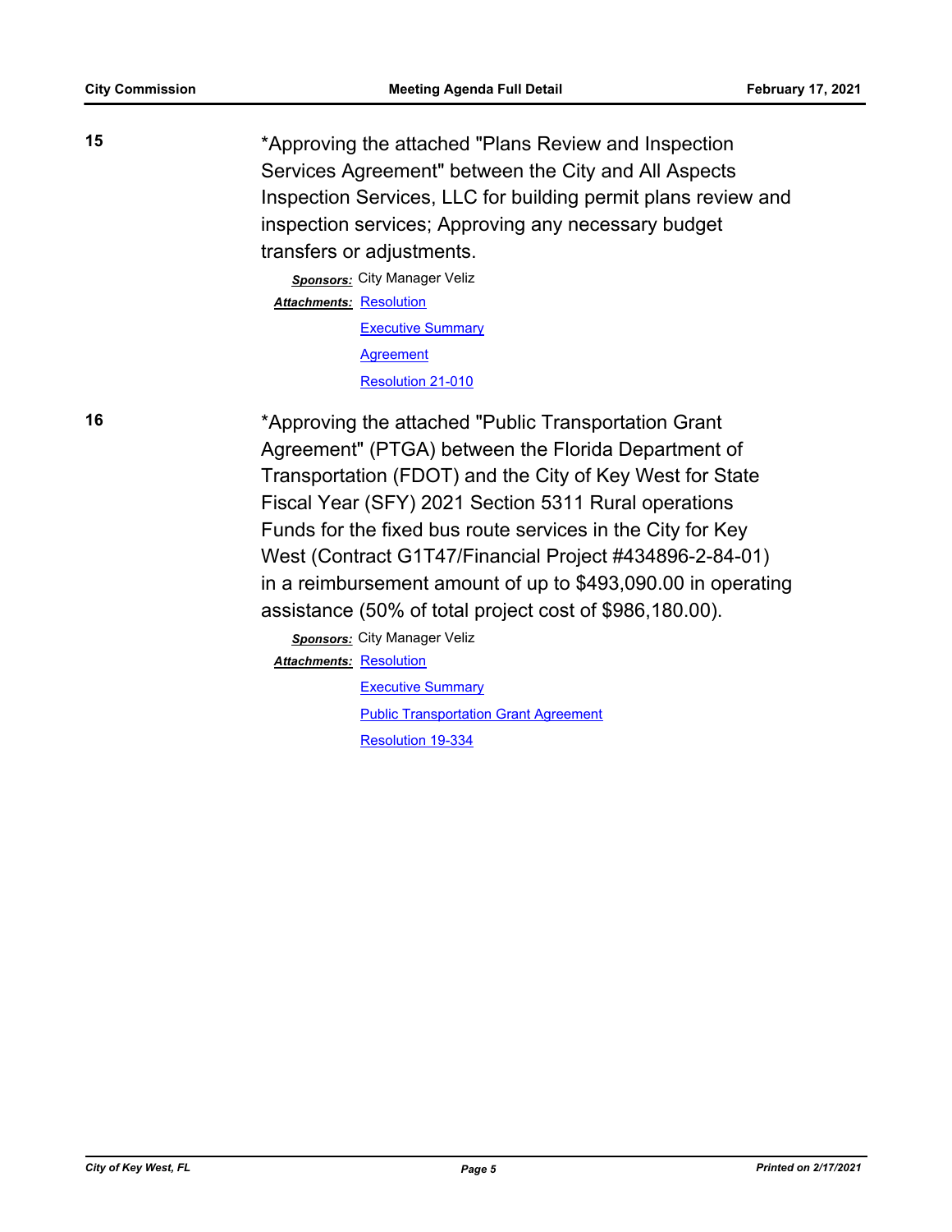**15**

*Approving the attached "Plans Review and Inspection Services Agreement" between the City and All Aspects Inspection Services, LLC for building permit plans review and inspection services; Approving any necessary budget transfers or adjustments.

***Sponsors:*** City Manager Veliz

***Attachments:*** Resolution
Executive Summary
Agreement
Resolution 21-010

**16**

*Approving the attached "Public Transportation Grant Agreement" (PTGA) between the Florida Department of Transportation (FDOT) and the City of Key West for State Fiscal Year (SFY) 2021 Section 5311 Rural operations Funds for the fixed bus route services in the City for Key West (Contract G1T47/Financial Project #434896-2-84-01) in a reimbursement amount of up to $493,090.00 in operating assistance (50% of total project cost of $986,180.00).

***Sponsors:*** City Manager Veliz

***Attachments:*** Resolution
Executive Summary
Public Transportation Grant Agreement
Resolution 19-334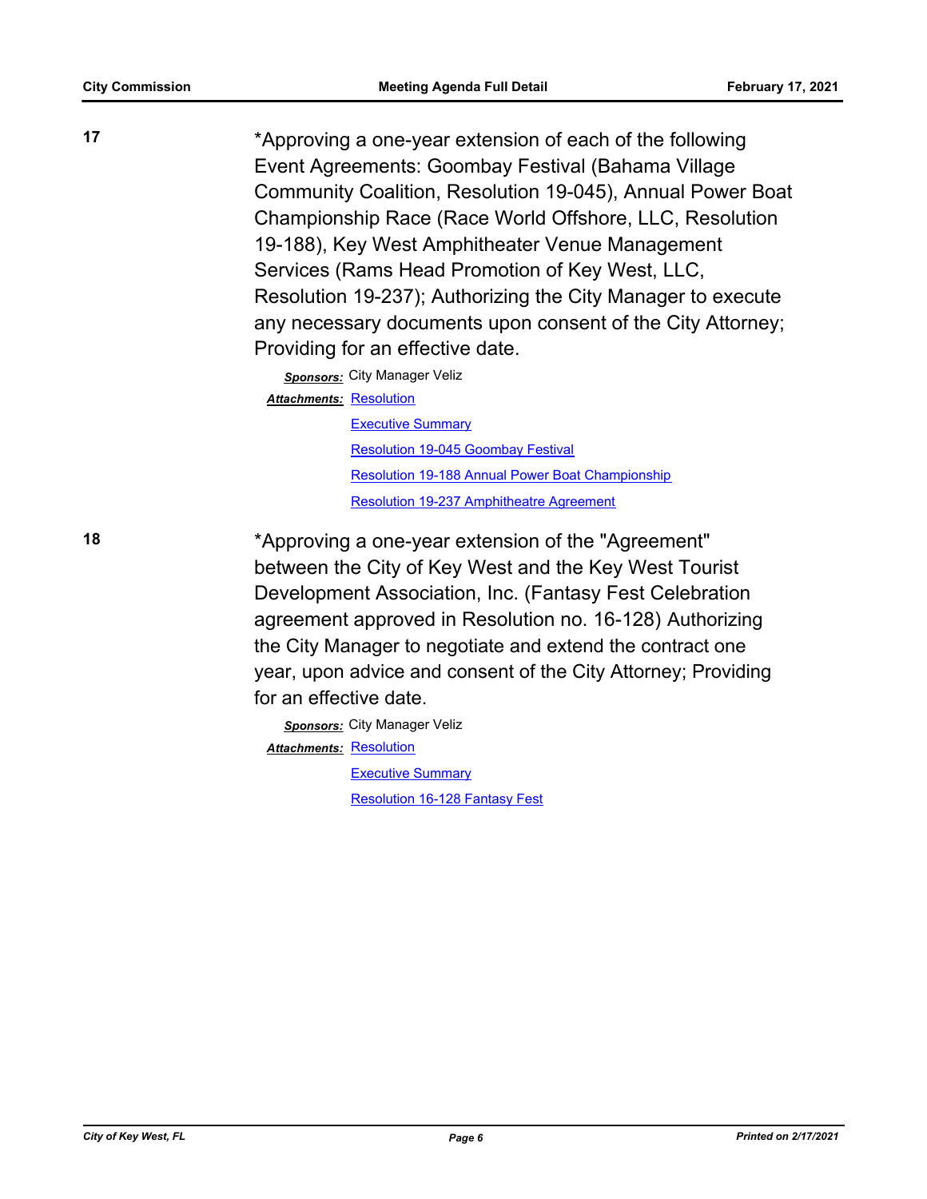**17**

*Approving a one-year extension of each of the following Event Agreements: Goombay Festival (Bahama Village Community Coalition, Resolution 19-045), Annual Power Boat Championship Race (Race World Offshore, LLC, Resolution 19-188), Key West Amphitheater Venue Management Services (Rams Head Promotion of Key West, LLC, Resolution 19-237); Authorizing the City Manager to execute any necessary documents upon consent of the City Attorney; Providing for an effective date.

***Sponsors:*** City Manager Veliz

***Attachments:*** Resolution
Executive Summary
Resolution 19-045 Goombay Festival
Resolution 19-188 Annual Power Boat Championship
Resolution 19-237 Amphitheatre Agreement

**18**

*Approving a one-year extension of the "Agreement" between the City of Key West and the Key West Tourist Development Association, Inc. (Fantasy Fest Celebration agreement approved in Resolution no. 16-128) Authorizing the City Manager to negotiate and extend the contract one year, upon advice and consent of the City Attorney; Providing for an effective date.

***Sponsors:*** City Manager Veliz

***Attachments:*** Resolution
Executive Summary
Resolution 16-128 Fantasy Fest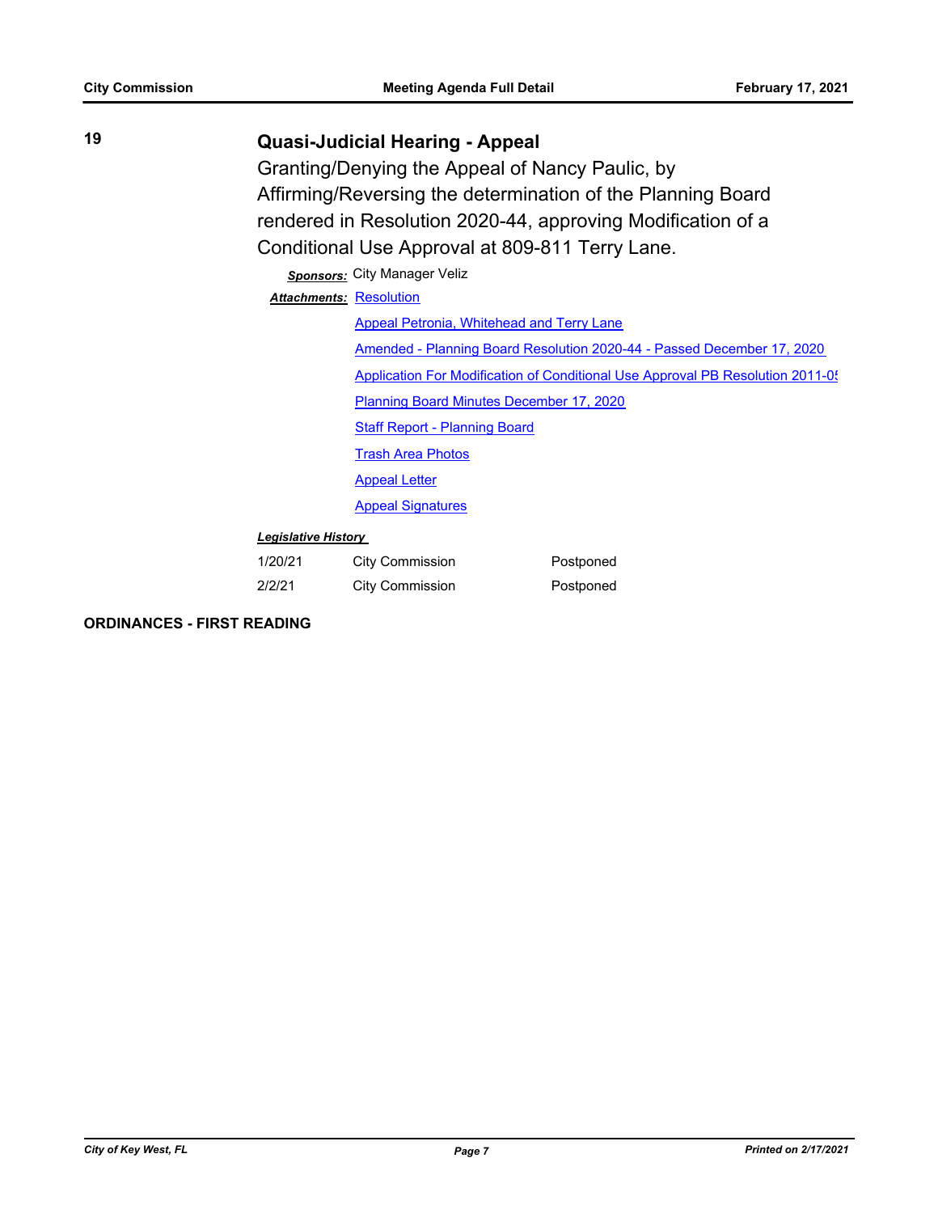**19**

## Quasi-Judicial Hearing - Appeal

Granting/Denying the Appeal of Nancy Paulic, by Affirming/Reversing the determination of the Planning Board rendered in Resolution 2020-44, approving Modification of a Conditional Use Approval at 809-811 Terry Lane.

***Sponsors:*** City Manager Veliz

***Attachments:*** Resolution

Appeal Petronia, Whitehead and Terry Lane

Amended - Planning Board Resolution 2020-44 - Passed December 17, 2020

Application For Modification of Conditional Use Approval PB Resolution 2011-0

Planning Board Minutes December 17, 2020

Staff Report - Planning Board

Trash Area Photos

Appeal Letter

Appeal Signatures

***Legislative History***

| | | |
|---|---|---|
| 1/20/21 | City Commission | Postponed |
| 2/2/21 | City Commission | Postponed |

**ORDINANCES - FIRST READING**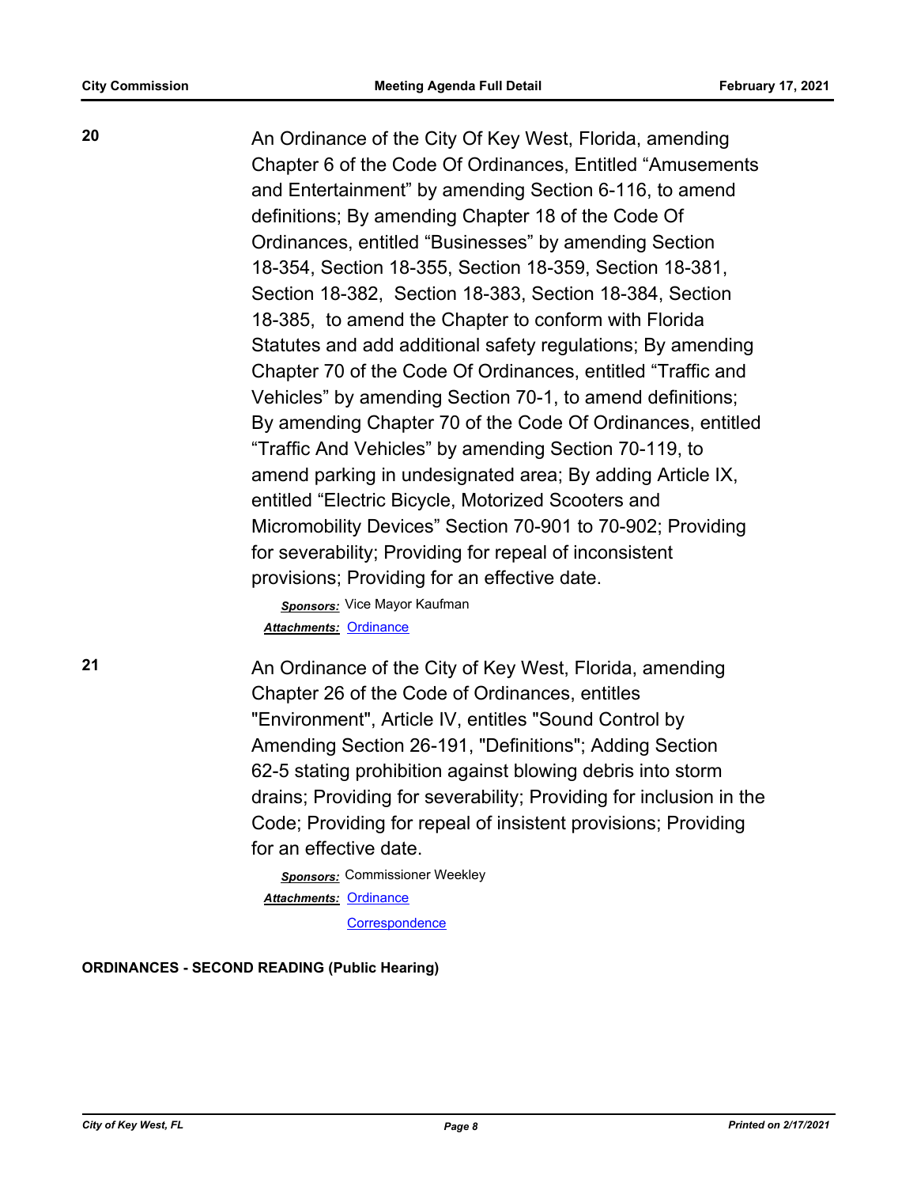**20**

An Ordinance of the City Of Key West, Florida, amending Chapter 6 of the Code Of Ordinances, Entitled “Amusements and Entertainment” by amending Section 6-116, to amend definitions; By amending Chapter 18 of the Code Of Ordinances, entitled “Businesses” by amending Section 18-354, Section 18-355, Section 18-359, Section 18-381, Section 18-382, Section 18-383, Section 18-384, Section 18-385, to amend the Chapter to conform with Florida Statutes and add additional safety regulations; By amending Chapter 70 of the Code Of Ordinances, entitled “Traffic and Vehicles” by amending Section 70-1, to amend definitions; By amending Chapter 70 of the Code Of Ordinances, entitled “Traffic And Vehicles” by amending Section 70-119, to amend parking in undesignated area; By adding Article IX, entitled “Electric Bicycle, Motorized Scooters and Micromobility Devices” Section 70-901 to 70-902; Providing for severability; Providing for repeal of inconsistent provisions; Providing for an effective date.

***Sponsors:*** Vice Mayor Kaufman

***Attachments:*** Ordinance

**21**

An Ordinance of the City of Key West, Florida, amending Chapter 26 of the Code of Ordinances, entitles "Environment", Article IV, entitles "Sound Control by Amending Section 26-191, "Definitions"; Adding Section 62-5 stating prohibition against blowing debris into storm drains; Providing for severability; Providing for inclusion in the Code; Providing for repeal of insistent provisions; Providing for an effective date.

***Sponsors:*** Commissioner Weekley

***Attachments:*** Ordinance

Correspondence

**ORDINANCES - SECOND READING (Public Hearing)**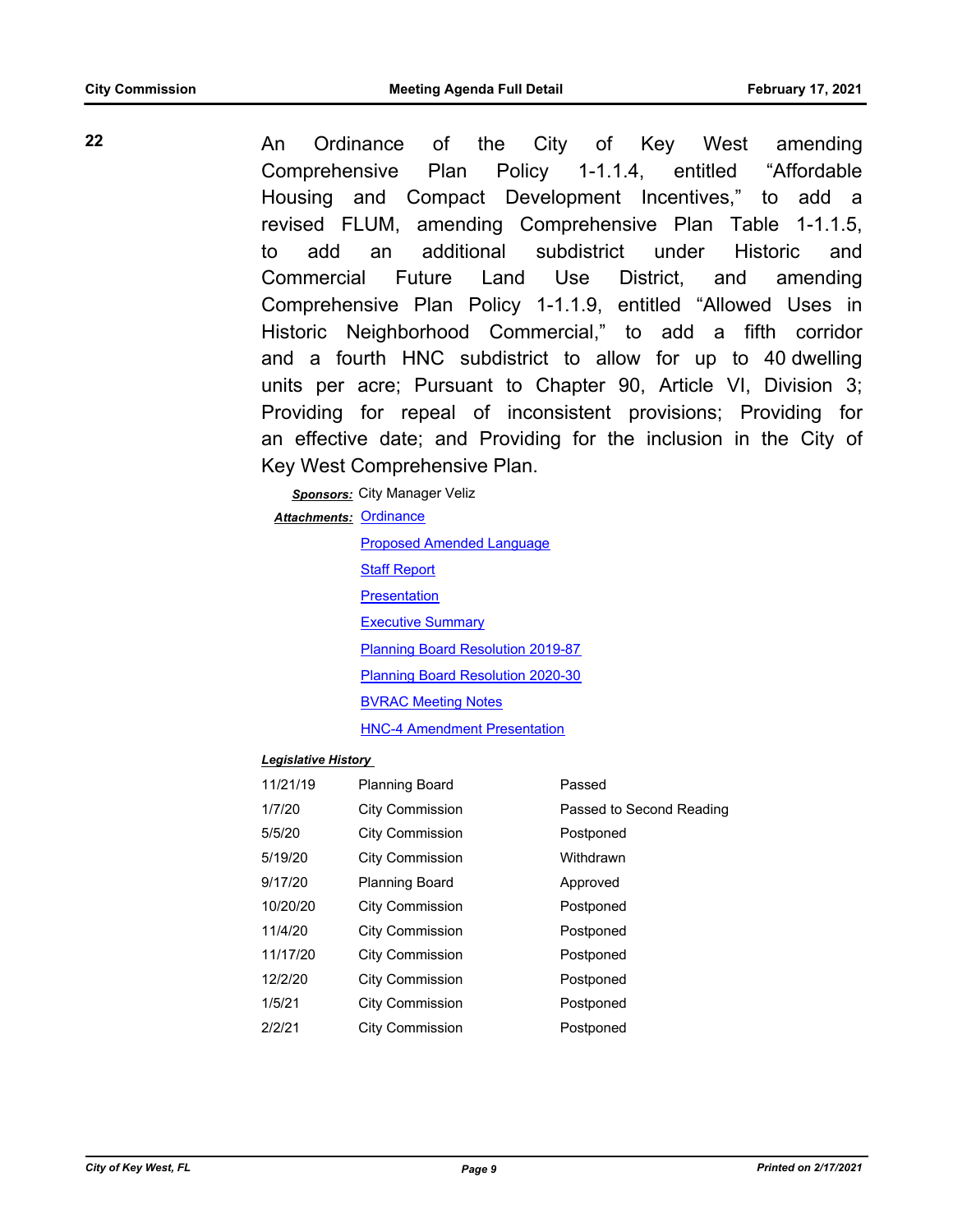**22**

An Ordinance of the City of Key West amending Comprehensive Plan Policy 1-1.1.4, entitled "Affordable Housing and Compact Development Incentives," to add a revised FLUM, amending Comprehensive Plan Table 1-1.1.5, to add an additional subdistrict under Historic and Commercial Future Land Use District, and amending Comprehensive Plan Policy 1-1.1.9, entitled "Allowed Uses in Historic Neighborhood Commercial," to add a fifth corridor and a fourth HNC subdistrict to allow for up to 40 dwelling units per acre; Pursuant to Chapter 90, Article VI, Division 3; Providing for repeal of inconsistent provisions; Providing for an effective date; and Providing for the inclusion in the City of Key West Comprehensive Plan.

***Sponsors:*** City Manager Veliz

***Attachments:*** Ordinance
Proposed Amended Language
Staff Report
Presentation
Executive Summary
Planning Board Resolution 2019-87
Planning Board Resolution 2020-30
BVRAC Meeting Notes
HNC-4 Amendment Presentation

***Legislative History***

| Date | Body | Action |
|---|---|---|
| 11/21/19 | Planning Board | Passed |
| 1/7/20 | City Commission | Passed to Second Reading |
| 5/5/20 | City Commission | Postponed |
| 5/19/20 | City Commission | Withdrawn |
| 9/17/20 | Planning Board | Approved |
| 10/20/20 | City Commission | Postponed |
| 11/4/20 | City Commission | Postponed |
| 11/17/20 | City Commission | Postponed |
| 12/2/20 | City Commission | Postponed |
| 1/5/21 | City Commission | Postponed |
| 2/2/21 | City Commission | Postponed |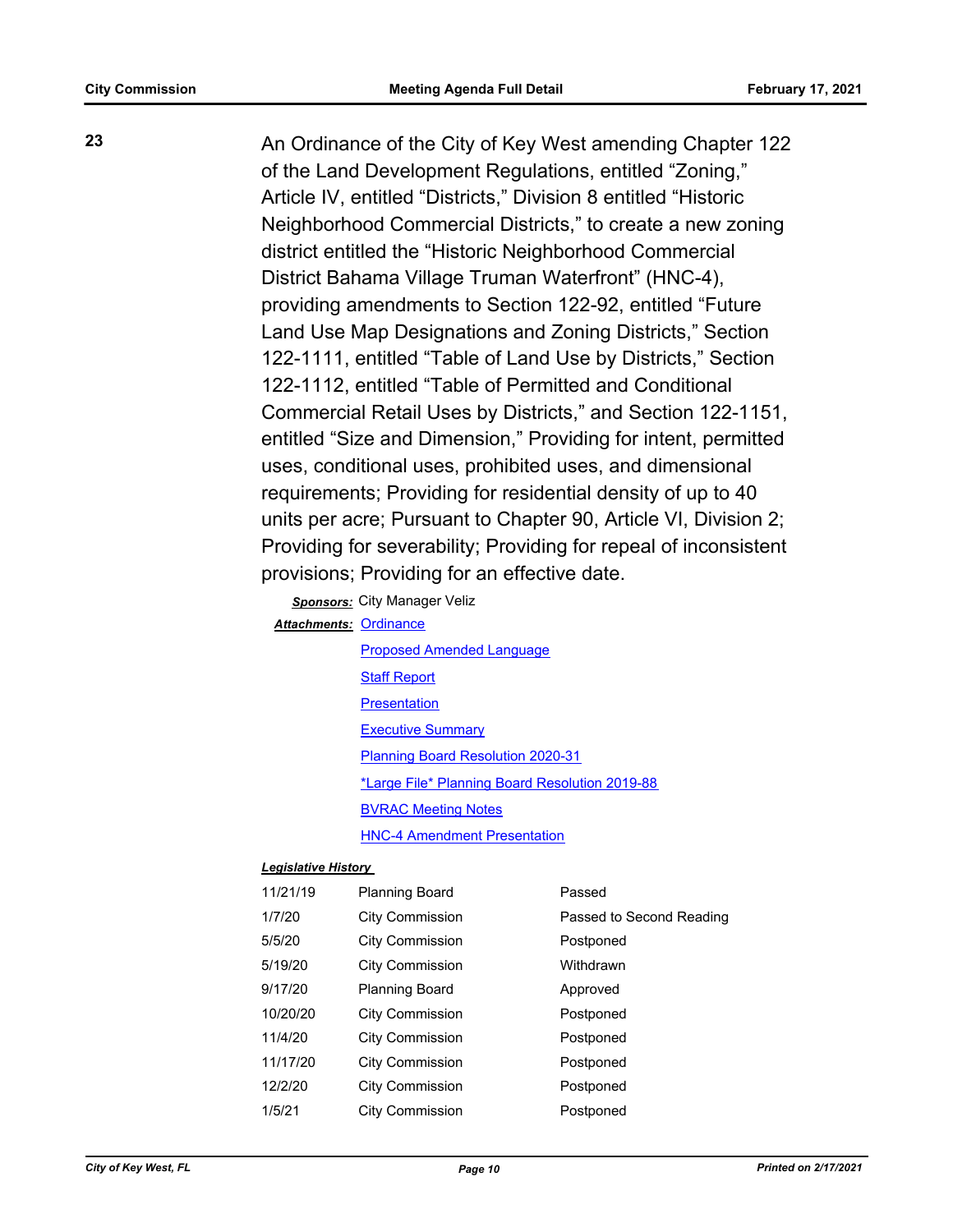**23**

An Ordinance of the City of Key West amending Chapter 122 of the Land Development Regulations, entitled “Zoning,” Article IV, entitled “Districts,” Division 8 entitled “Historic Neighborhood Commercial Districts,” to create a new zoning district entitled the “Historic Neighborhood Commercial District Bahama Village Truman Waterfront” (HNC-4), providing amendments to Section 122-92, entitled “Future Land Use Map Designations and Zoning Districts,” Section 122-1111, entitled “Table of Land Use by Districts,” Section 122-1112, entitled “Table of Permitted and Conditional Commercial Retail Uses by Districts,” and Section 122-1151, entitled “Size and Dimension,” Providing for intent, permitted uses, conditional uses, prohibited uses, and dimensional requirements; Providing for residential density of up to 40 units per acre; Pursuant to Chapter 90, Article VI, Division 2; Providing for severability; Providing for repeal of inconsistent provisions; Providing for an effective date.

***Sponsors:*** City Manager Veliz

***Attachments:*** Ordinance
Proposed Amended Language
Staff Report
Presentation
Executive Summary
Planning Board Resolution 2020-31
*Large File* Planning Board Resolution 2019-88
BVRAC Meeting Notes
HNC-4 Amendment Presentation

***Legislative History***

| | | |
|---|---|---|
| 11/21/19 | Planning Board | Passed |
| 1/7/20 | City Commission | Passed to Second Reading |
| 5/5/20 | City Commission | Postponed |
| 5/19/20 | City Commission | Withdrawn |
| 9/17/20 | Planning Board | Approved |
| 10/20/20 | City Commission | Postponed |
| 11/4/20 | City Commission | Postponed |
| 11/17/20 | City Commission | Postponed |
| 12/2/20 | City Commission | Postponed |
| 1/5/21 | City Commission | Postponed |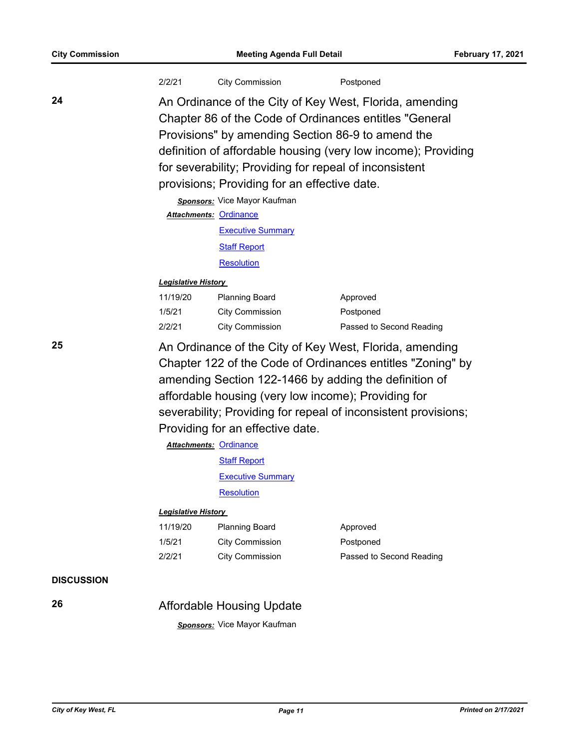| | | |
|---|---|---|
| 2/2/21 | City Commission | Postponed |

**24**

An Ordinance of the City of Key West, Florida, amending Chapter 86 of the Code of Ordinances entitles "General Provisions" by amending Section 86-9 to amend the definition of affordable housing (very low income); Providing for severability; Providing for repeal of inconsistent provisions; Providing for an effective date.

***Sponsors:*** Vice Mayor Kaufman

***Attachments:*** Ordinance
Executive Summary
Staff Report
Resolution

***Legislative History***

| | | |
|---|---|---|
| 11/19/20 | Planning Board | Approved |
| 1/5/21 | City Commission | Postponed |
| 2/2/21 | City Commission | Passed to Second Reading |

**25**

An Ordinance of the City of Key West, Florida, amending Chapter 122 of the Code of Ordinances entitles "Zoning" by amending Section 122-1466 by adding the definition of affordable housing (very low income); Providing for severability; Providing for repeal of inconsistent provisions; Providing for an effective date.

***Attachments:*** Ordinance
Staff Report
Executive Summary
Resolution

***Legislative History***

| | | |
|---|---|---|
| 11/19/20 | Planning Board | Approved |
| 1/5/21 | City Commission | Postponed |
| 2/2/21 | City Commission | Passed to Second Reading |

## DISCUSSION

**26**

Affordable Housing Update

***Sponsors:*** Vice Mayor Kaufman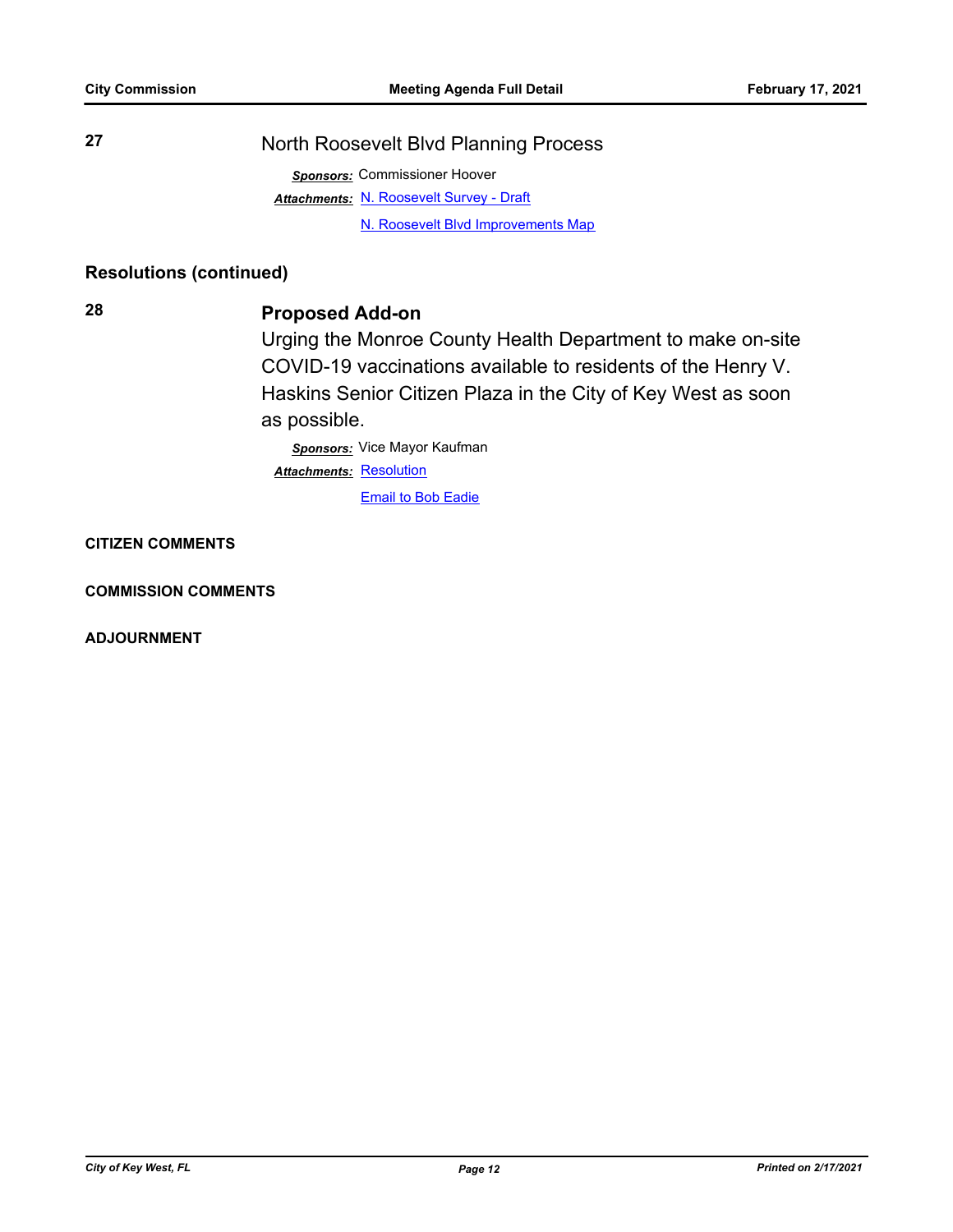**27** North Roosevelt Blvd Planning Process

***Sponsors:*** Commissioner Hoover

***Attachments:*** N. Roosevelt Survey - Draft

N. Roosevelt Blvd Improvements Map

## Resolutions (continued)

**28** **Proposed Add-on**

Urging the Monroe County Health Department to make on-site COVID-19 vaccinations available to residents of the Henry V. Haskins Senior Citizen Plaza in the City of Key West as soon as possible.

***Sponsors:*** Vice Mayor Kaufman

***Attachments:*** Resolution

Email to Bob Eadie

**CITIZEN COMMENTS**

**COMMISSION COMMENTS**

**ADJOURNMENT**